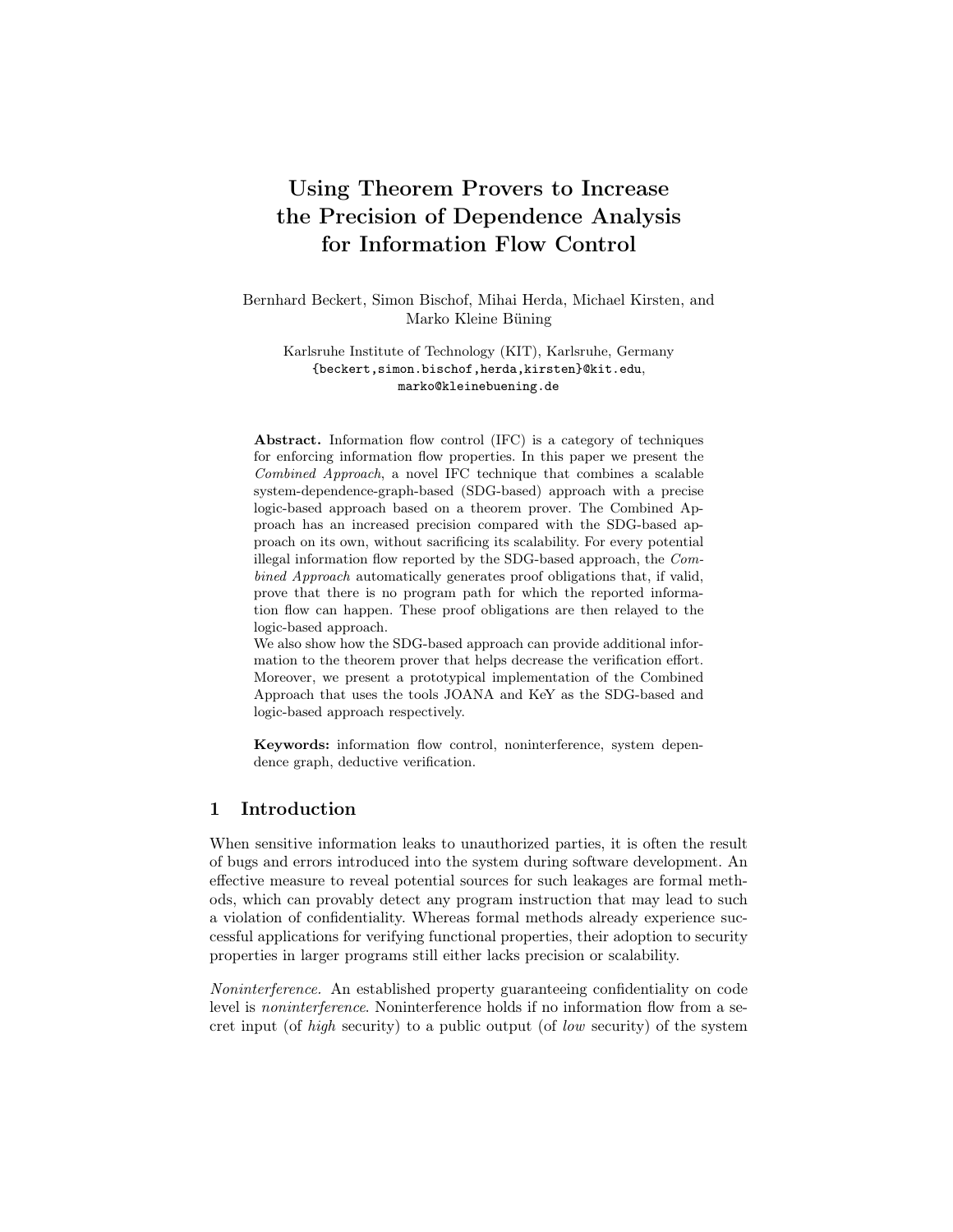# Using Theorem Provers to Increase the Precision of Dependence Analysis for Information Flow Control

Bernhard Beckert, Simon Bischof, Mihai Herda, Michael Kirsten, and Marko Kleine Büning

Karlsruhe Institute of Technology (KIT), Karlsruhe, Germany
{beckert,simon.bischof,herda,kirsten}@kit.edu,
marko@kleinebuening.de

**Abstract.** Information flow control (IFC) is a category of techniques for enforcing information flow properties. In this paper we present the *Combined Approach*, a novel IFC technique that combines a scalable system-dependence-graph-based (SDG-based) approach with a precise logic-based approach based on a theorem prover. The Combined Approach has an increased precision compared with the SDG-based approach on its own, without sacrificing its scalability. For every potential illegal information flow reported by the SDG-based approach, the *Combined Approach* automatically generates proof obligations that, if valid, prove that there is no program path for which the reported information flow can happen. These proof obligations are then relayed to the logic-based approach.
We also show how the SDG-based approach can provide additional information to the theorem prover that helps decrease the verification effort. Moreover, we present a prototypical implementation of the Combined Approach that uses the tools JOANA and KeY as the SDG-based and logic-based approach respectively.

**Keywords:** information flow control, noninterference, system dependence graph, deductive verification.

## 1 Introduction

When sensitive information leaks to unauthorized parties, it is often the result of bugs and errors introduced into the system during software development. An effective measure to reveal potential sources for such leakages are formal methods, which can provably detect any program instruction that may lead to such a violation of confidentiality. Whereas formal methods already experience successful applications for verifying functional properties, their adoption to security properties in larger programs still either lacks precision or scalability.

*Noninterference.* An established property guaranteeing confidentiality on code level is *noninterference*. Noninterference holds if no information flow from a secret input (of *high* security) to a public output (of *low* security) of the system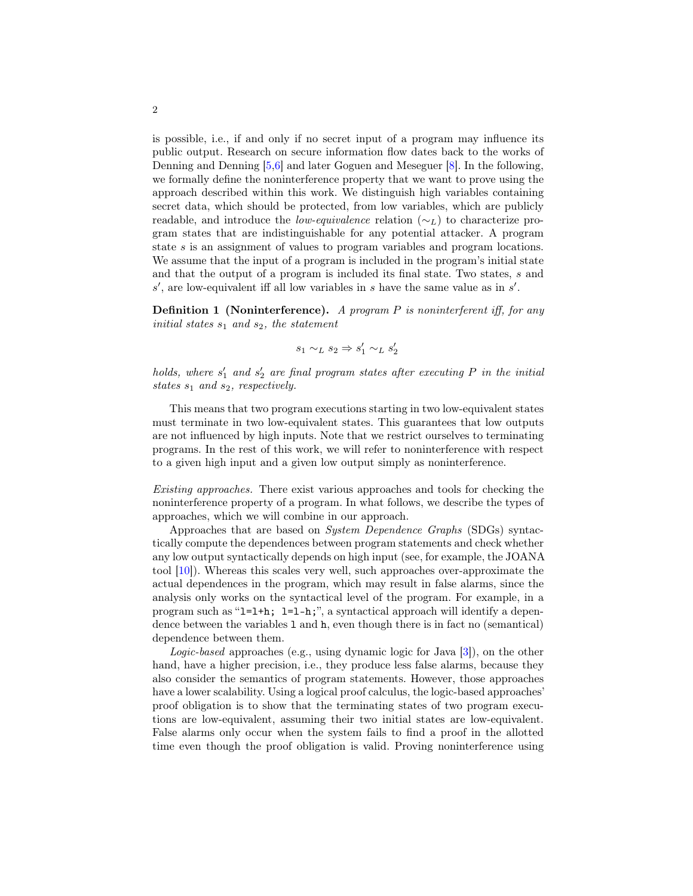is possible, i.e., if and only if no secret input of a program may influence its public output. Research on secure information flow dates back to the works of Denning and Denning [5,6] and later Goguen and Meseguer [8]. In the following, we formally define the noninterference property that we want to prove using the approach described within this work. We distinguish high variables containing secret data, which should be protected, from low variables, which are publicly readable, and introduce the *low-equivalence* relation ($\sim_L$) to characterize program states that are indistinguishable for any potential attacker. A program state $s$ is an assignment of values to program variables and program locations. We assume that the input of a program is included in the program's initial state and that the output of a program is included its final state. Two states, $s$ and $s'$, are low-equivalent iff all low variables in $s$ have the same value as in $s'$.

**Definition 1 (Noninterference).** *A program $P$ is noninterferent iff, for any initial states $s_1$ and $s_2$, the statement*

$$s_1 \sim_L s_2 \Rightarrow s_1' \sim_L s_2'$$

*holds, where $s_1'$ and $s_2'$ are final program states after executing $P$ in the initial states $s_1$ and $s_2$, respectively.*

This means that two program executions starting in two low-equivalent states must terminate in two low-equivalent states. This guarantees that low outputs are not influenced by high inputs. Note that we restrict ourselves to terminating programs. In the rest of this work, we will refer to noninterference with respect to a given high input and a given low output simply as noninterference.

*Existing approaches.* There exist various approaches and tools for checking the noninterference property of a program. In what follows, we describe the types of approaches, which we will combine in our approach.

Approaches that are based on *System Dependence Graphs* (SDGs) syntactically compute the dependences between program statements and check whether any low output syntactically depends on high input (see, for example, the JOANA tool [10]). Whereas this scales very well, such approaches over-approximate the actual dependences in the program, which may result in false alarms, since the analysis only works on the syntactical level of the program. For example, in a program such as "`l=l+h; l=l-h;`", a syntactical approach will identify a dependence between the variables `l` and `h`, even though there is in fact no (semantical) dependence between them.

*Logic-based* approaches (e.g., using dynamic logic for Java [3]), on the other hand, have a higher precision, i.e., they produce less false alarms, because they also consider the semantics of program statements. However, those approaches have a lower scalability. Using a logical proof calculus, the logic-based approaches' proof obligation is to show that the terminating states of two program executions are low-equivalent, assuming their two initial states are low-equivalent. False alarms only occur when the system fails to find a proof in the allotted time even though the proof obligation is valid. Proving noninterference using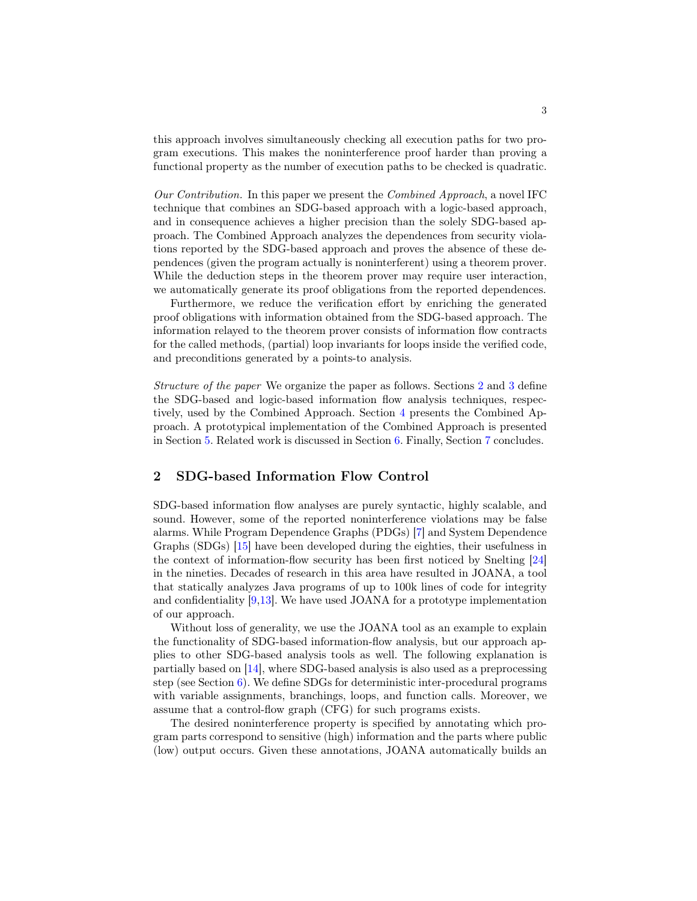this approach involves simultaneously checking all execution paths for two program executions. This makes the noninterference proof harder than proving a functional property as the number of execution paths to be checked is quadratic.

*Our Contribution.* In this paper we present the *Combined Approach*, a novel IFC technique that combines an SDG-based approach with a logic-based approach, and in consequence achieves a higher precision than the solely SDG-based approach. The Combined Approach analyzes the dependences from security violations reported by the SDG-based approach and proves the absence of these dependences (given the program actually is noninterferent) using a theorem prover. While the deduction steps in the theorem prover may require user interaction, we automatically generate its proof obligations from the reported dependences.

Furthermore, we reduce the verification effort by enriching the generated proof obligations with information obtained from the SDG-based approach. The information relayed to the theorem prover consists of information flow contracts for the called methods, (partial) loop invariants for loops inside the verified code, and preconditions generated by a points-to analysis.

*Structure of the paper* We organize the paper as follows. Sections 2 and 3 define the SDG-based and logic-based information flow analysis techniques, respectively, used by the Combined Approach. Section 4 presents the Combined Approach. A prototypical implementation of the Combined Approach is presented in Section 5. Related work is discussed in Section 6. Finally, Section 7 concludes.

## 2 SDG-based Information Flow Control

SDG-based information flow analyses are purely syntactic, highly scalable, and sound. However, some of the reported noninterference violations may be false alarms. While Program Dependence Graphs (PDGs) [7] and System Dependence Graphs (SDGs) [15] have been developed during the eighties, their usefulness in the context of information-flow security has been first noticed by Snelting [24] in the nineties. Decades of research in this area have resulted in JOANA, a tool that statically analyzes Java programs of up to 100k lines of code for integrity and confidentiality [9,13]. We have used JOANA for a prototype implementation of our approach.

Without loss of generality, we use the JOANA tool as an example to explain the functionality of SDG-based information-flow analysis, but our approach applies to other SDG-based analysis tools as well. The following explanation is partially based on [14], where SDG-based analysis is also used as a preprocessing step (see Section 6). We define SDGs for deterministic inter-procedural programs with variable assignments, branchings, loops, and function calls. Moreover, we assume that a control-flow graph (CFG) for such programs exists.

The desired noninterference property is specified by annotating which program parts correspond to sensitive (high) information and the parts where public (low) output occurs. Given these annotations, JOANA automatically builds an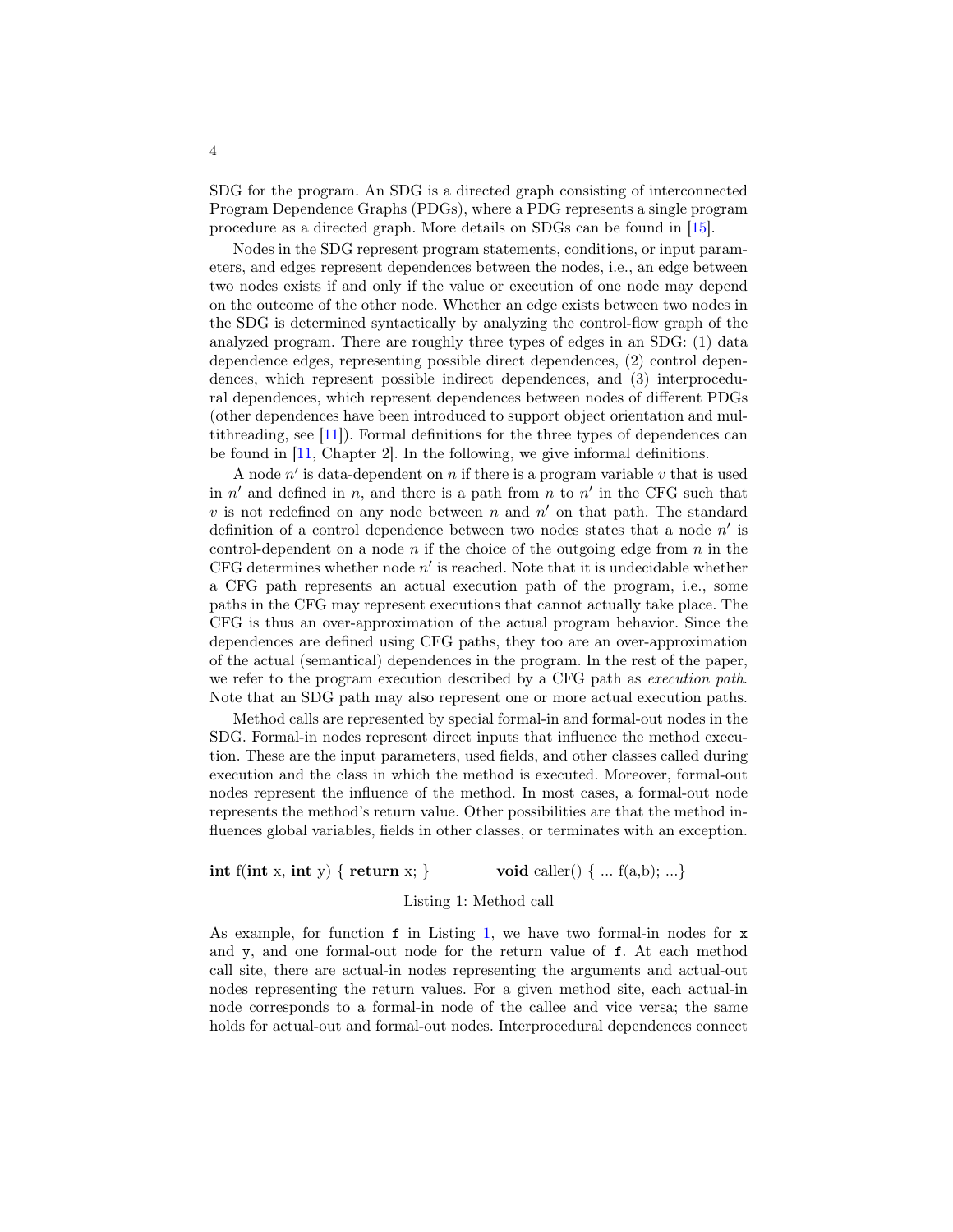SDG for the program. An SDG is a directed graph consisting of interconnected Program Dependence Graphs (PDGs), where a PDG represents a single program procedure as a directed graph. More details on SDGs can be found in [15].

Nodes in the SDG represent program statements, conditions, or input parameters, and edges represent dependences between the nodes, i.e., an edge between two nodes exists if and only if the value or execution of one node may depend on the outcome of the other node. Whether an edge exists between two nodes in the SDG is determined syntactically by analyzing the control-flow graph of the analyzed program. There are roughly three types of edges in an SDG: (1) data dependence edges, representing possible direct dependences, (2) control dependences, which represent possible indirect dependences, and (3) interprocedural dependences, which represent dependences between nodes of different PDGs (other dependences have been introduced to support object orientation and multithreading, see [11]). Formal definitions for the three types of dependences can be found in [11, Chapter 2]. In the following, we give informal definitions.

A node $n'$ is data-dependent on $n$ if there is a program variable $v$ that is used in $n'$ and defined in $n$, and there is a path from $n$ to $n'$ in the CFG such that $v$ is not redefined on any node between $n$ and $n'$ on that path. The standard definition of a control dependence between two nodes states that a node $n'$ is control-dependent on a node $n$ if the choice of the outgoing edge from $n$ in the CFG determines whether node $n'$ is reached. Note that it is undecidable whether a CFG path represents an actual execution path of the program, i.e., some paths in the CFG may represent executions that cannot actually take place. The CFG is thus an over-approximation of the actual program behavior. Since the dependences are defined using CFG paths, they too are an over-approximation of the actual (semantical) dependences in the program. In the rest of the paper, we refer to the program execution described by a CFG path as *execution path*. Note that an SDG path may also represent one or more actual execution paths.

Method calls are represented by special formal-in and formal-out nodes in the SDG. Formal-in nodes represent direct inputs that influence the method execution. These are the input parameters, used fields, and other classes called during execution and the class in which the method is executed. Moreover, formal-out nodes represent the influence of the method. In most cases, a formal-out node represents the method's return value. Other possibilities are that the method influences global variables, fields in other classes, or terminates with an exception.

```
int f(int x, int y) { return x; }          void caller() { ... f(a,b); ...}
```

Listing 1: Method call

As example, for function `f` in Listing 1, we have two formal-in nodes for `x` and `y`, and one formal-out node for the return value of `f`. At each method call site, there are actual-in nodes representing the arguments and actual-out nodes representing the return values. For a given method site, each actual-in node corresponds to a formal-in node of the callee and vice versa; the same holds for actual-out and formal-out nodes. Interprocedural dependences connect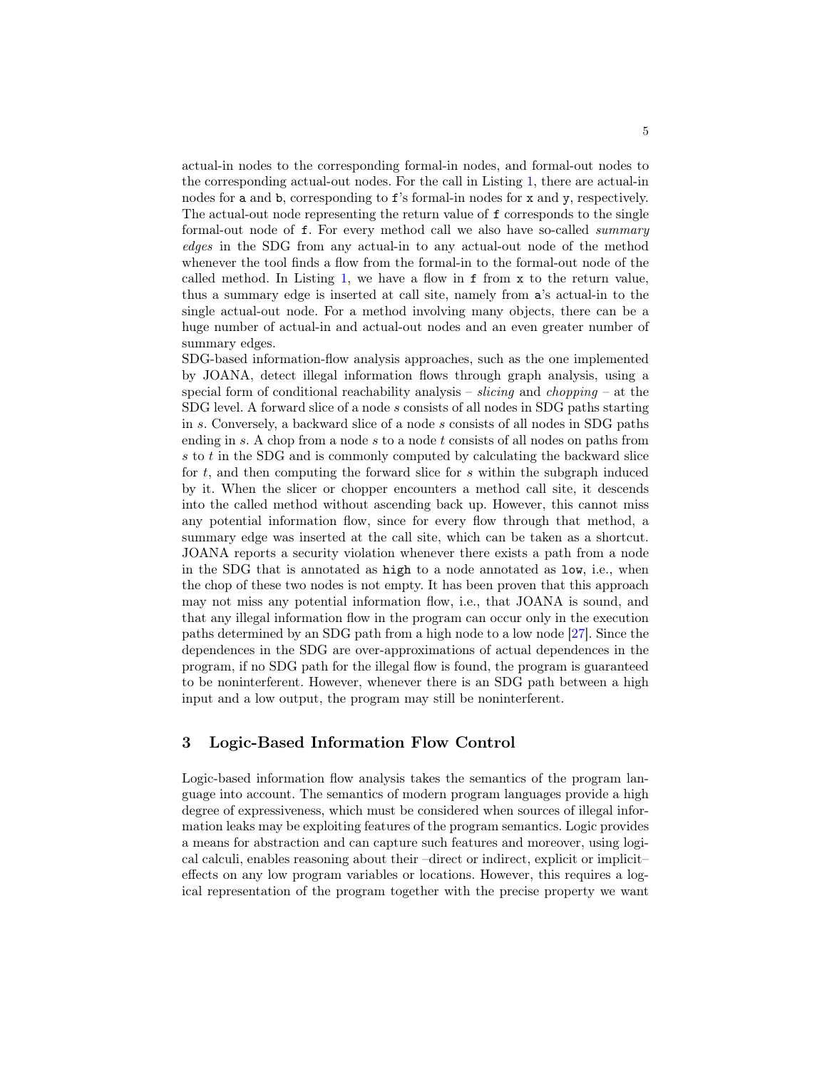actual-in nodes to the corresponding formal-in nodes, and formal-out nodes to the corresponding actual-out nodes. For the call in Listing 1, there are actual-in nodes for `a` and `b`, corresponding to `f`'s formal-in nodes for `x` and `y`, respectively. The actual-out node representing the return value of `f` corresponds to the single formal-out node of `f`. For every method call we also have so-called *summary edges* in the SDG from any actual-in to any actual-out node of the method whenever the tool finds a flow from the formal-in to the formal-out node of the called method. In Listing 1, we have a flow in `f` from `x` to the return value, thus a summary edge is inserted at call site, namely from `a`'s actual-in to the single actual-out node. For a method involving many objects, there can be a huge number of actual-in and actual-out nodes and an even greater number of summary edges.

SDG-based information-flow analysis approaches, such as the one implemented by JOANA, detect illegal information flows through graph analysis, using a special form of conditional reachability analysis – *slicing* and *chopping* – at the SDG level. A forward slice of a node $s$ consists of all nodes in SDG paths starting in $s$. Conversely, a backward slice of a node $s$ consists of all nodes in SDG paths ending in $s$. A chop from a node $s$ to a node $t$ consists of all nodes on paths from $s$ to $t$ in the SDG and is commonly computed by calculating the backward slice for $t$, and then computing the forward slice for $s$ within the subgraph induced by it. When the slicer or chopper encounters a method call site, it descends into the called method without ascending back up. However, this cannot miss any potential information flow, since for every flow through that method, a summary edge was inserted at the call site, which can be taken as a shortcut. JOANA reports a security violation whenever there exists a path from a node in the SDG that is annotated as `high` to a node annotated as `low`, i.e., when the chop of these two nodes is not empty. It has been proven that this approach may not miss any potential information flow, i.e., that JOANA is sound, and that any illegal information flow in the program can occur only in the execution paths determined by an SDG path from a high node to a low node [27]. Since the dependences in the SDG are over-approximations of actual dependences in the program, if no SDG path for the illegal flow is found, the program is guaranteed to be noninterferent. However, whenever there is an SDG path between a high input and a low output, the program may still be noninterferent.

## 3 Logic-Based Information Flow Control

Logic-based information flow analysis takes the semantics of the program language into account. The semantics of modern program languages provide a high degree of expressiveness, which must be considered when sources of illegal information leaks may be exploiting features of the program semantics. Logic provides a means for abstraction and can capture such features and moreover, using logical calculi, enables reasoning about their –direct or indirect, explicit or implicit– effects on any low program variables or locations. However, this requires a logical representation of the program together with the precise property we want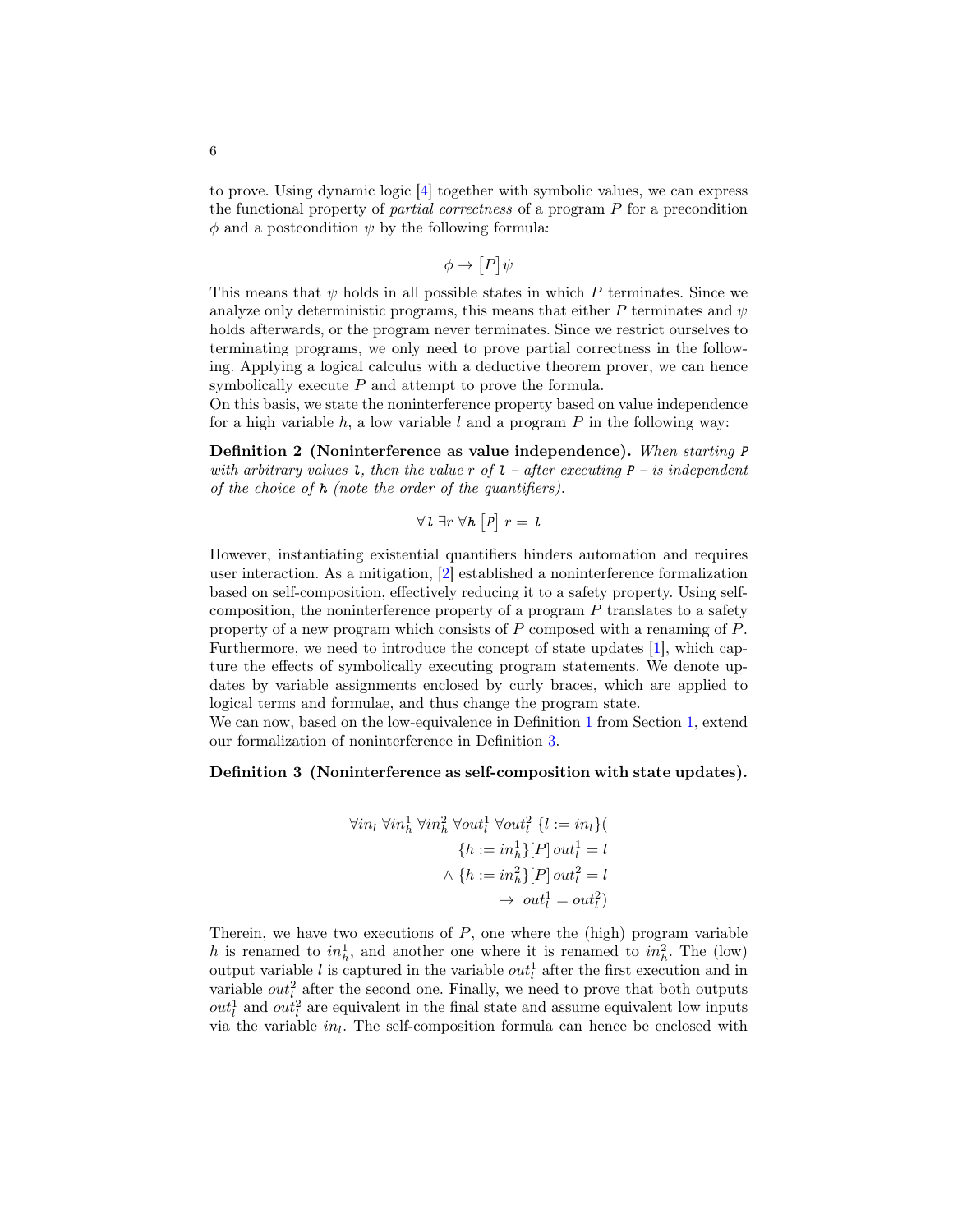to prove. Using dynamic logic [4] together with symbolic values, we can express the functional property of *partial correctness* of a program $P$ for a precondition $\phi$ and a postcondition $\psi$ by the following formula:

$$\phi \to [P]\,\psi$$

This means that $\psi$ holds in all possible states in which $P$ terminates. Since we analyze only deterministic programs, this means that either $P$ terminates and $\psi$ holds afterwards, or the program never terminates. Since we restrict ourselves to terminating programs, we only need to prove partial correctness in the following. Applying a logical calculus with a deductive theorem prover, we can hence symbolically execute $P$ and attempt to prove the formula.

On this basis, we state the noninterference property based on value independence for a high variable $h$, a low variable $l$ and a program $P$ in the following way:

**Definition 2 (Noninterference as value independence).** *When starting* `P` *with arbitrary values* `l`*, then the value* $r$ *of* `l` *– after executing* `P` *– is independent of the choice of* `h` *(note the order of the quantifiers).*

$$\forall \mathtt{l}\ \exists r\ \forall \mathtt{h}\ [\mathtt{P}]\ r = \mathtt{l}$$

However, instantiating existential quantifiers hinders automation and requires user interaction. As a mitigation, [2] established a noninterference formalization based on self-composition, effectively reducing it to a safety property. Using self-composition, the noninterference property of a program $P$ translates to a safety property of a new program which consists of $P$ composed with a renaming of $P$. Furthermore, we need to introduce the concept of state updates [1], which capture the effects of symbolically executing program statements. We denote updates by variable assignments enclosed by curly braces, which are applied to logical terms and formulae, and thus change the program state.

We can now, based on the low-equivalence in Definition 1 from Section 1, extend our formalization of noninterference in Definition 3.

**Definition 3 (Noninterference as self-composition with state updates).**

$$\begin{aligned}
\forall in_l\ \forall in_h^1\ \forall in_h^2\ \forall out_l^1\ \forall out_l^2\ \{l := in_l\}(&\\
\{h := in_h^1\}[P]\, out_l^1 = l&\\
\wedge\ \{h := in_h^2\}[P]\, out_l^2 = l&\\
\to\ out_l^1 = out_l^2)&
\end{aligned}$$

Therein, we have two executions of $P$, one where the (high) program variable $h$ is renamed to $in_h^1$, and another one where it is renamed to $in_h^2$. The (low) output variable $l$ is captured in the variable $out_l^1$ after the first execution and in variable $out_l^2$ after the second one. Finally, we need to prove that both outputs $out_l^1$ and $out_l^2$ are equivalent in the final state and assume equivalent low inputs via the variable $in_l$. The self-composition formula can hence be enclosed with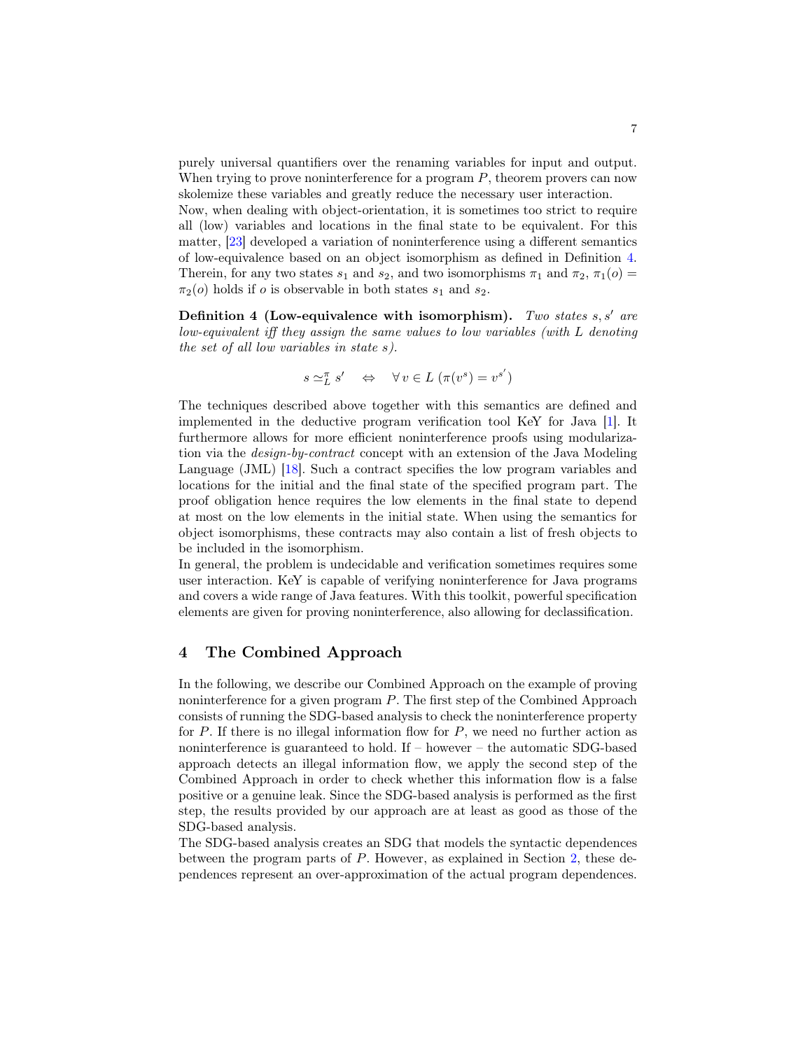purely universal quantifiers over the renaming variables for input and output. When trying to prove noninterference for a program $P$, theorem provers can now skolemize these variables and greatly reduce the necessary user interaction.
Now, when dealing with object-orientation, it is sometimes too strict to require all (low) variables and locations in the final state to be equivalent. For this matter, [23] developed a variation of noninterference using a different semantics of low-equivalence based on an object isomorphism as defined in Definition 4. Therein, for any two states $s_1$ and $s_2$, and two isomorphisms $\pi_1$ and $\pi_2$, $\pi_1(o) = \pi_2(o)$ holds if $o$ is observable in both states $s_1$ and $s_2$.

**Definition 4 (Low-equivalence with isomorphism).** *Two states $s, s'$ are low-equivalent iff they assign the same values to low variables (with $L$ denoting the set of all low variables in state $s$).*

$$s \simeq_L^\pi s' \quad \Leftrightarrow \quad \forall\, v \in L\ (\pi(v^s) = v^{s'})$$

The techniques described above together with this semantics are defined and implemented in the deductive program verification tool KeY for Java [1]. It furthermore allows for more efficient noninterference proofs using modularization via the *design-by-contract* concept with an extension of the Java Modeling Language (JML) [18]. Such a contract specifies the low program variables and locations for the initial and the final state of the specified program part. The proof obligation hence requires the low elements in the final state to depend at most on the low elements in the initial state. When using the semantics for object isomorphisms, these contracts may also contain a list of fresh objects to be included in the isomorphism.
In general, the problem is undecidable and verification sometimes requires some user interaction. KeY is capable of verifying noninterference for Java programs and covers a wide range of Java features. With this toolkit, powerful specification elements are given for proving noninterference, also allowing for declassification.

## 4 The Combined Approach

In the following, we describe our Combined Approach on the example of proving noninterference for a given program $P$. The first step of the Combined Approach consists of running the SDG-based analysis to check the noninterference property for $P$. If there is no illegal information flow for $P$, we need no further action as noninterference is guaranteed to hold. If – however – the automatic SDG-based approach detects an illegal information flow, we apply the second step of the Combined Approach in order to check whether this information flow is a false positive or a genuine leak. Since the SDG-based analysis is performed as the first step, the results provided by our approach are at least as good as those of the SDG-based analysis.
The SDG-based analysis creates an SDG that models the syntactic dependences between the program parts of $P$. However, as explained in Section 2, these dependences represent an over-approximation of the actual program dependences.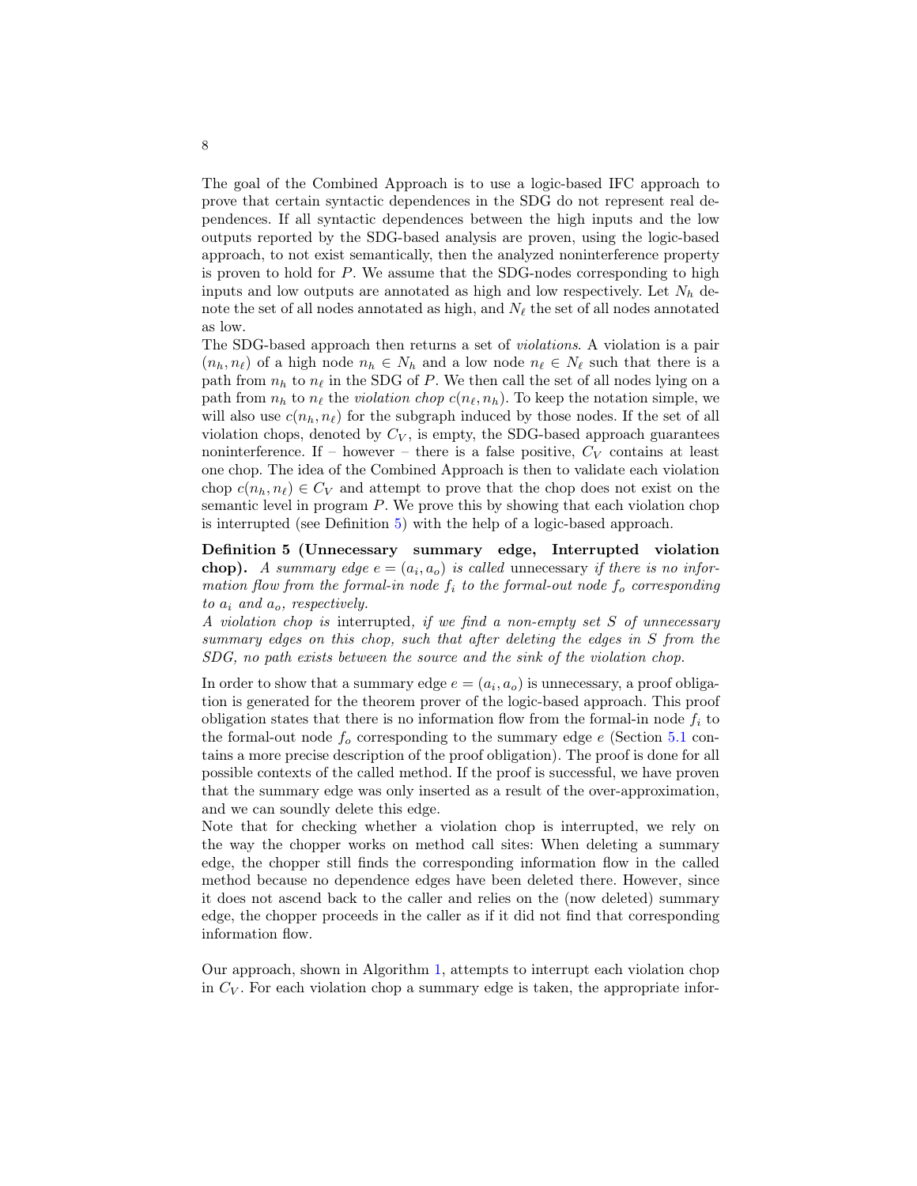The goal of the Combined Approach is to use a logic-based IFC approach to prove that certain syntactic dependences in the SDG do not represent real dependences. If all syntactic dependences between the high inputs and the low outputs reported by the SDG-based analysis are proven, using the logic-based approach, to not exist semantically, then the analyzed noninterference property is proven to hold for $P$. We assume that the SDG-nodes corresponding to high inputs and low outputs are annotated as high and low respectively. Let $N_h$ denote the set of all nodes annotated as high, and $N_\ell$ the set of all nodes annotated as low.

The SDG-based approach then returns a set of *violations*. A violation is a pair $(n_h, n_\ell)$ of a high node $n_h \in N_h$ and a low node $n_\ell \in N_\ell$ such that there is a path from $n_h$ to $n_\ell$ in the SDG of $P$. We then call the set of all nodes lying on a path from $n_h$ to $n_\ell$ the *violation chop* $c(n_\ell, n_h)$. To keep the notation simple, we will also use $c(n_h, n_\ell)$ for the subgraph induced by those nodes. If the set of all violation chops, denoted by $C_V$, is empty, the SDG-based approach guarantees noninterference. If – however – there is a false positive, $C_V$ contains at least one chop. The idea of the Combined Approach is then to validate each violation chop $c(n_h, n_\ell) \in C_V$ and attempt to prove that the chop does not exist on the semantic level in program $P$. We prove this by showing that each violation chop is interrupted (see Definition 5) with the help of a logic-based approach.

**Definition 5 (Unnecessary summary edge, Interrupted violation chop).** *A summary edge $e = (a_i, a_o)$ is called* unnecessary *if there is no information flow from the formal-in node $f_i$ to the formal-out node $f_o$ corresponding to $a_i$ and $a_o$, respectively.*

*A violation chop is* interrupted*, if we find a non-empty set $S$ of unnecessary summary edges on this chop, such that after deleting the edges in $S$ from the SDG, no path exists between the source and the sink of the violation chop.*

In order to show that a summary edge $e = (a_i, a_o)$ is unnecessary, a proof obligation is generated for the theorem prover of the logic-based approach. This proof obligation states that there is no information flow from the formal-in node $f_i$ to the formal-out node $f_o$ corresponding to the summary edge $e$ (Section 5.1 contains a more precise description of the proof obligation). The proof is done for all possible contexts of the called method. If the proof is successful, we have proven that the summary edge was only inserted as a result of the over-approximation, and we can soundly delete this edge.

Note that for checking whether a violation chop is interrupted, we rely on the way the chopper works on method call sites: When deleting a summary edge, the chopper still finds the corresponding information flow in the called method because no dependence edges have been deleted there. However, since it does not ascend back to the caller and relies on the (now deleted) summary edge, the chopper proceeds in the caller as if it did not find that corresponding information flow.

Our approach, shown in Algorithm 1, attempts to interrupt each violation chop in $C_V$. For each violation chop a summary edge is taken, the appropriate infor-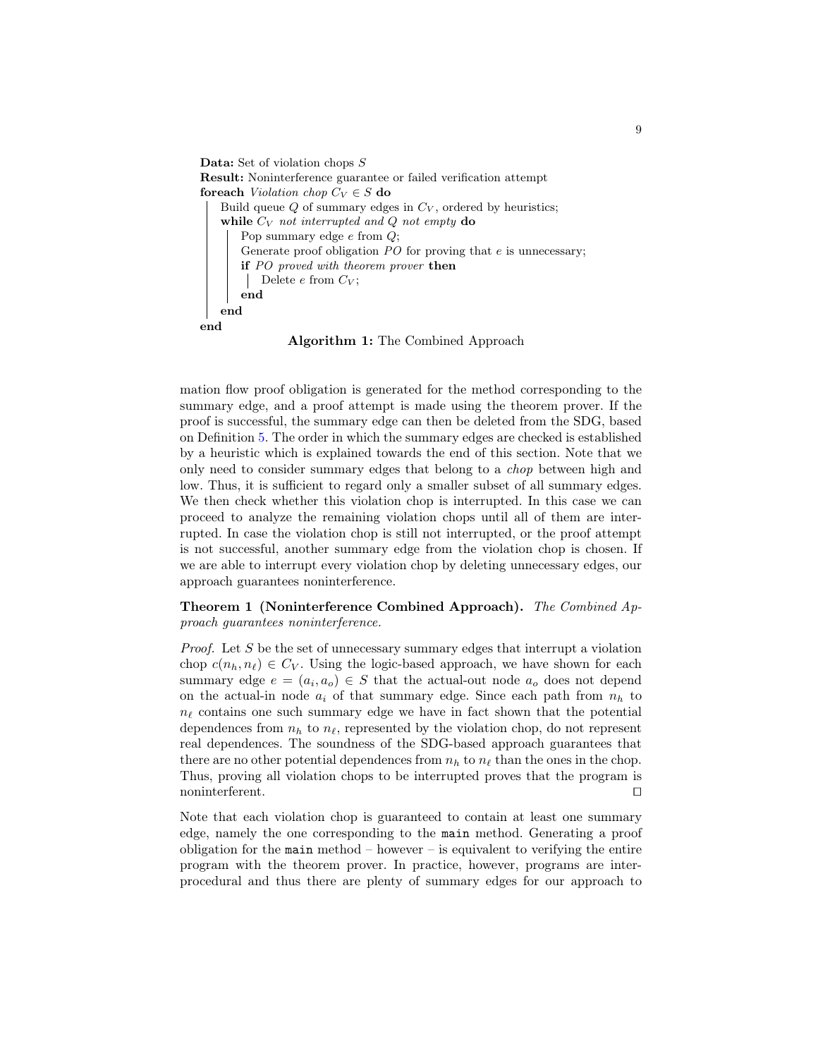```
Data: Set of violation chops S
Result: Noninterference guarantee or failed verification attempt
foreach Violation chop C_V ∈ S do
    Build queue Q of summary edges in C_V, ordered by heuristics;
    while C_V not interrupted and Q not empty do
        Pop summary edge e from Q;
        Generate proof obligation PO for proving that e is unnecessary;
        if PO proved with theorem prover then
            Delete e from C_V;
        end
    end
end
```

**Algorithm 1:** The Combined Approach

mation flow proof obligation is generated for the method corresponding to the summary edge, and a proof attempt is made using the theorem prover. If the proof is successful, the summary edge can then be deleted from the SDG, based on Definition 5. The order in which the summary edges are checked is established by a heuristic which is explained towards the end of this section. Note that we only need to consider summary edges that belong to a *chop* between high and low. Thus, it is sufficient to regard only a smaller subset of all summary edges. We then check whether this violation chop is interrupted. In this case we can proceed to analyze the remaining violation chops until all of them are interrupted. In case the violation chop is still not interrupted, or the proof attempt is not successful, another summary edge from the violation chop is chosen. If we are able to interrupt every violation chop by deleting unnecessary edges, our approach guarantees noninterference.

**Theorem 1 (Noninterference Combined Approach).** *The Combined Approach guarantees noninterference.*

*Proof.* Let $S$ be the set of unnecessary summary edges that interrupt a violation chop $c(n_h, n_\ell) \in C_V$. Using the logic-based approach, we have shown for each summary edge $e = (a_i, a_o) \in S$ that the actual-out node $a_o$ does not depend on the actual-in node $a_i$ of that summary edge. Since each path from $n_h$ to $n_\ell$ contains one such summary edge we have in fact shown that the potential dependences from $n_h$ to $n_\ell$, represented by the violation chop, do not represent real dependences. The soundness of the SDG-based approach guarantees that there are no other potential dependences from $n_h$ to $n_\ell$ than the ones in the chop. Thus, proving all violation chops to be interrupted proves that the program is noninterferent. □

Note that each violation chop is guaranteed to contain at least one summary edge, namely the one corresponding to the `main` method. Generating a proof obligation for the `main` method – however – is equivalent to verifying the entire program with the theorem prover. In practice, however, programs are interprocedural and thus there are plenty of summary edges for our approach to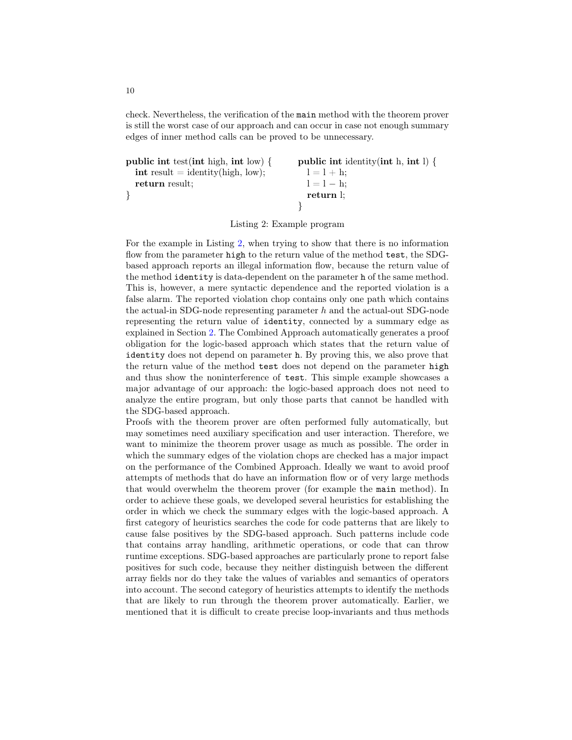check. Nevertheless, the verification of the `main` method with the theorem prover is still the worst case of our approach and can occur in case not enough summary edges of inner method calls can be proved to be unnecessary.

```
public int test(int high, int low) {
  int result = identity(high, low);
  return result;
}

public int identity(int h, int l) {
  l = l + h;
  l = l − h;
  return l;
}
```

Listing 2: Example program

For the example in Listing 2, when trying to show that there is no information flow from the parameter `high` to the return value of the method `test`, the SDG-based approach reports an illegal information flow, because the return value of the method `identity` is data-dependent on the parameter `h` of the same method. This is, however, a mere syntactic dependence and the reported violation is a false alarm. The reported violation chop contains only one path which contains the actual-in SDG-node representing parameter $h$ and the actual-out SDG-node representing the return value of `identity`, connected by a summary edge as explained in Section 2. The Combined Approach automatically generates a proof obligation for the logic-based approach which states that the return value of `identity` does not depend on parameter `h`. By proving this, we also prove that the return value of the method `test` does not depend on the parameter `high` and thus show the noninterference of `test`. This simple example showcases a major advantage of our approach: the logic-based approach does not need to analyze the entire program, but only those parts that cannot be handled with the SDG-based approach.

Proofs with the theorem prover are often performed fully automatically, but may sometimes need auxiliary specification and user interaction. Therefore, we want to minimize the theorem prover usage as much as possible. The order in which the summary edges of the violation chops are checked has a major impact on the performance of the Combined Approach. Ideally we want to avoid proof attempts of methods that do have an information flow or of very large methods that would overwhelm the theorem prover (for example the `main` method). In order to achieve these goals, we developed several heuristics for establishing the order in which we check the summary edges with the logic-based approach. A first category of heuristics searches the code for code patterns that are likely to cause false positives by the SDG-based approach. Such patterns include code that contains array handling, arithmetic operations, or code that can throw runtime exceptions. SDG-based approaches are particularly prone to report false positives for such code, because they neither distinguish between the different array fields nor do they take the values of variables and semantics of operators into account. The second category of heuristics attempts to identify the methods that are likely to run through the theorem prover automatically. Earlier, we mentioned that it is difficult to create precise loop-invariants and thus methods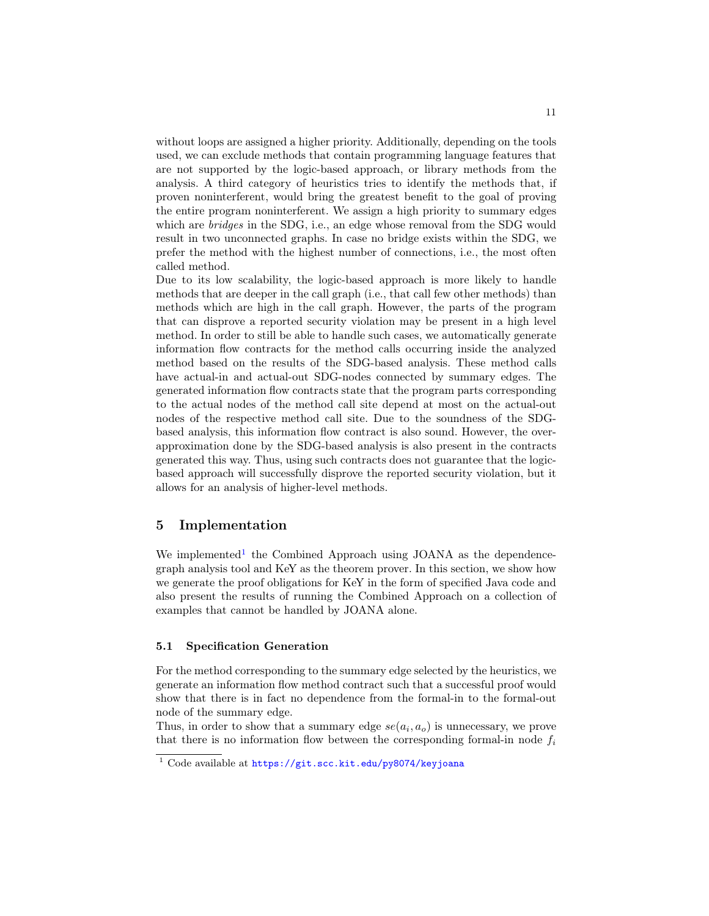without loops are assigned a higher priority. Additionally, depending on the tools used, we can exclude methods that contain programming language features that are not supported by the logic-based approach, or library methods from the analysis. A third category of heuristics tries to identify the methods that, if proven noninterferent, would bring the greatest benefit to the goal of proving the entire program noninterferent. We assign a high priority to summary edges which are *bridges* in the SDG, i.e., an edge whose removal from the SDG would result in two unconnected graphs. In case no bridge exists within the SDG, we prefer the method with the highest number of connections, i.e., the most often called method.

Due to its low scalability, the logic-based approach is more likely to handle methods that are deeper in the call graph (i.e., that call few other methods) than methods which are high in the call graph. However, the parts of the program that can disprove a reported security violation may be present in a high level method. In order to still be able to handle such cases, we automatically generate information flow contracts for the method calls occurring inside the analyzed method based on the results of the SDG-based analysis. These method calls have actual-in and actual-out SDG-nodes connected by summary edges. The generated information flow contracts state that the program parts corresponding to the actual nodes of the method call site depend at most on the actual-out nodes of the respective method call site. Due to the soundness of the SDG-based analysis, this information flow contract is also sound. However, the over-approximation done by the SDG-based analysis is also present in the contracts generated this way. Thus, using such contracts does not guarantee that the logic-based approach will successfully disprove the reported security violation, but it allows for an analysis of higher-level methods.

## 5 Implementation

We implemented[1] the Combined Approach using JOANA as the dependence-graph analysis tool and KeY as the theorem prover. In this section, we show how we generate the proof obligations for KeY in the form of specified Java code and also present the results of running the Combined Approach on a collection of examples that cannot be handled by JOANA alone.

### 5.1 Specification Generation

For the method corresponding to the summary edge selected by the heuristics, we generate an information flow method contract such that a successful proof would show that there is in fact no dependence from the formal-in to the formal-out node of the summary edge.

Thus, in order to show that a summary edge $se(a_i, a_o)$ is unnecessary, we prove that there is no information flow between the corresponding formal-in node $f_i$

[1] Code available at https://git.scc.kit.edu/py8074/keyjoana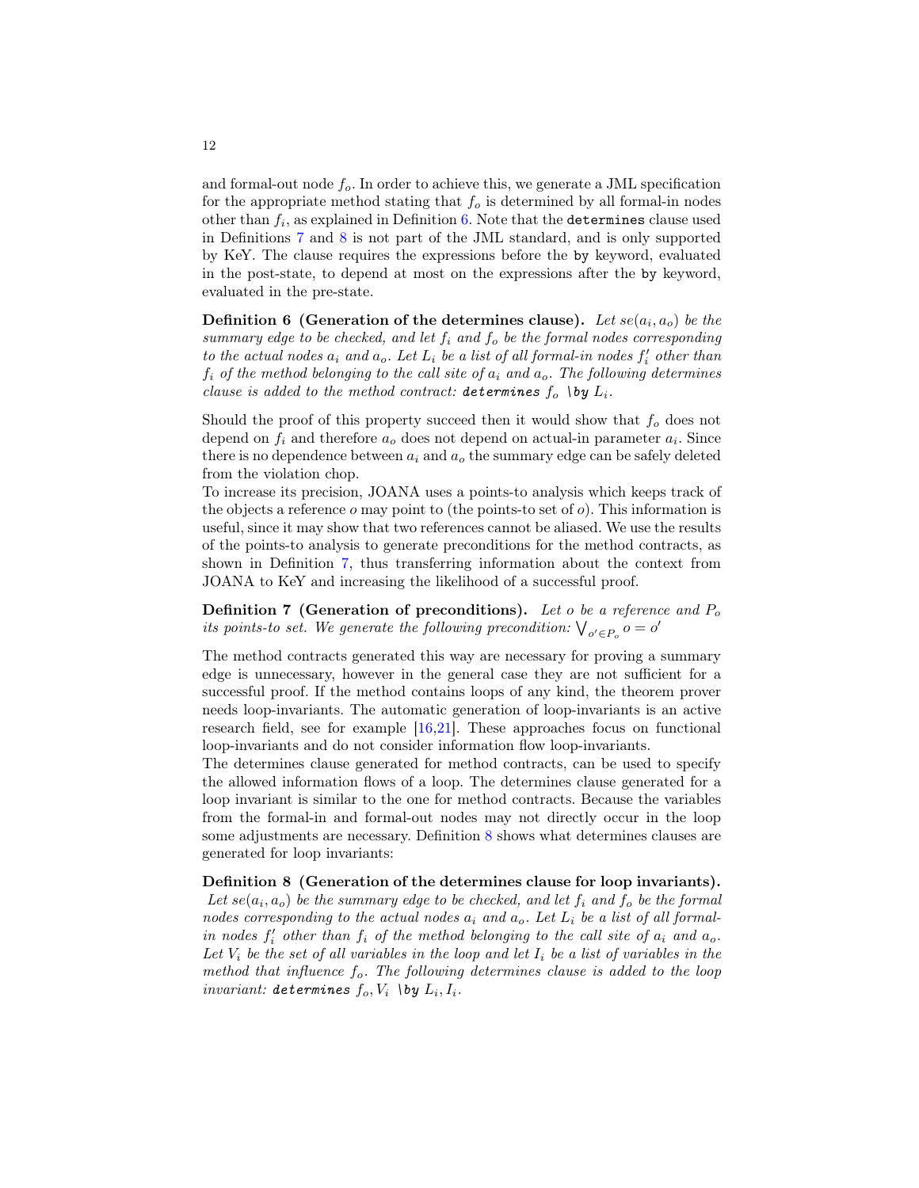and formal-out node $f_o$. In order to achieve this, we generate a JML specification for the appropriate method stating that $f_o$ is determined by all formal-in nodes other than $f_i$, as explained in Definition 6. Note that the `determines` clause used in Definitions 7 and 8 is not part of the JML standard, and is only supported by KeY. The clause requires the expressions before the `by` keyword, evaluated in the post-state, to depend at most on the expressions after the `by` keyword, evaluated in the pre-state.

**Definition 6 (Generation of the determines clause).** *Let $se(a_i, a_o)$ be the summary edge to be checked, and let $f_i$ and $f_o$ be the formal nodes corresponding to the actual nodes $a_i$ and $a_o$. Let $L_i$ be a list of all formal-in nodes $f_i'$ other than $f_i$ of the method belonging to the call site of $a_i$ and $a_o$. The following determines clause is added to the method contract:* `determines` $f_o$ `\by` $L_i$.

Should the proof of this property succeed then it would show that $f_o$ does not depend on $f_i$ and therefore $a_o$ does not depend on actual-in parameter $a_i$. Since there is no dependence between $a_i$ and $a_o$ the summary edge can be safely deleted from the violation chop.

To increase its precision, JOANA uses a points-to analysis which keeps track of the objects a reference $o$ may point to (the points-to set of $o$). This information is useful, since it may show that two references cannot be aliased. We use the results of the points-to analysis to generate preconditions for the method contracts, as shown in Definition 7, thus transferring information about the context from JOANA to KeY and increasing the likelihood of a successful proof.

**Definition 7 (Generation of preconditions).** *Let $o$ be a reference and $P_o$ its points-to set. We generate the following precondition:* $\bigvee_{o' \in P_o} o = o'$

The method contracts generated this way are necessary for proving a summary edge is unnecessary, however in the general case they are not sufficient for a successful proof. If the method contains loops of any kind, the theorem prover needs loop-invariants. The automatic generation of loop-invariants is an active research field, see for example [16,21]. These approaches focus on functional loop-invariants and do not consider information flow loop-invariants.

The determines clause generated for method contracts, can be used to specify the allowed information flows of a loop. The determines clause generated for a loop invariant is similar to the one for method contracts. Because the variables from the formal-in and formal-out nodes may not directly occur in the loop some adjustments are necessary. Definition 8 shows what determines clauses are generated for loop invariants:

**Definition 8 (Generation of the determines clause for loop invariants).** *Let $se(a_i, a_o)$ be the summary edge to be checked, and let $f_i$ and $f_o$ be the formal nodes corresponding to the actual nodes $a_i$ and $a_o$. Let $L_i$ be a list of all formal-in nodes $f_i'$ other than $f_i$ of the method belonging to the call site of $a_i$ and $a_o$. Let $V_i$ be the set of all variables in the loop and let $I_i$ be a list of variables in the method that influence $f_o$. The following determines clause is added to the loop invariant:* `determines` $f_o, V_i$ `\by` $L_i, I_i$.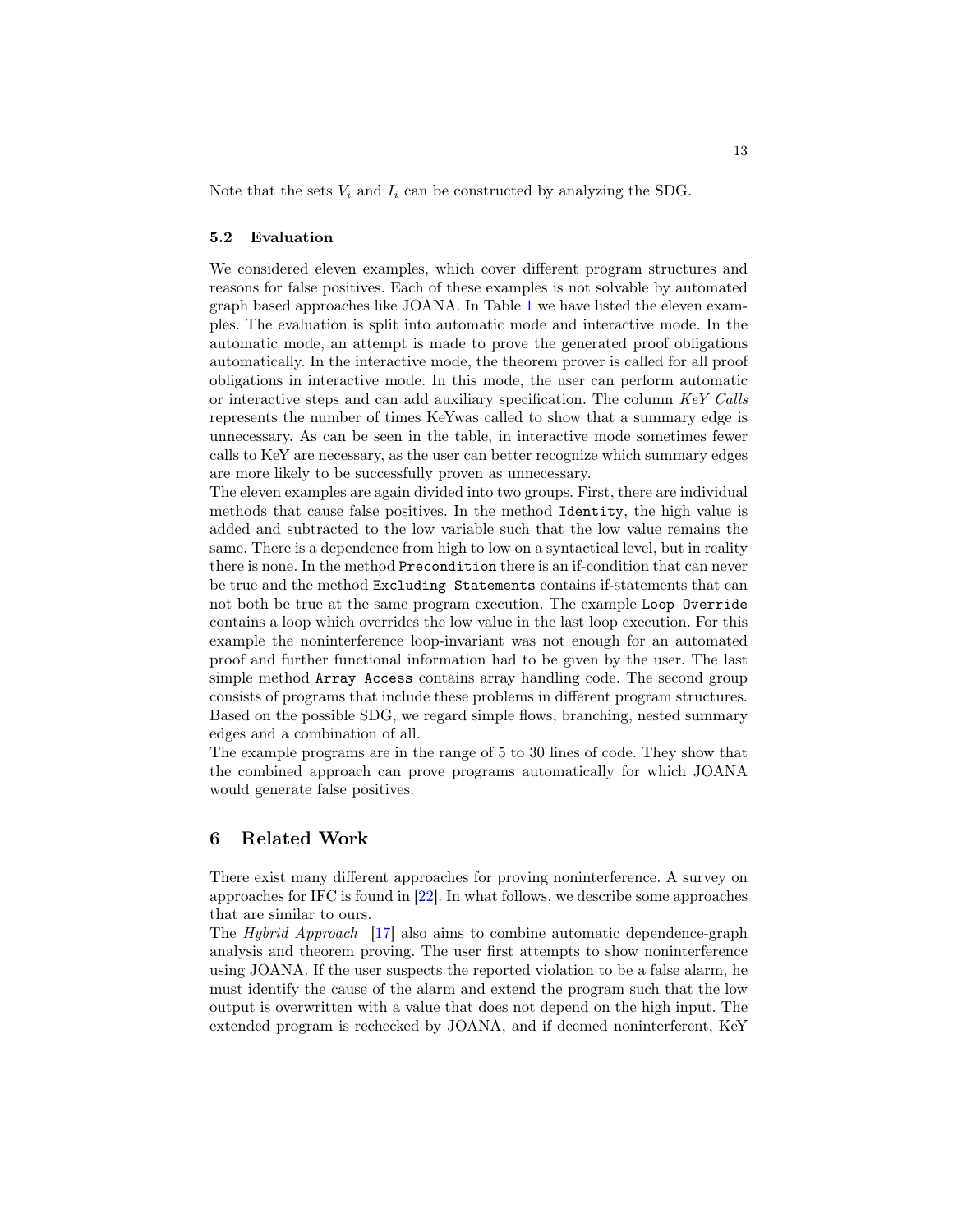Note that the sets $V_i$ and $I_i$ can be constructed by analyzing the SDG.

### 5.2 Evaluation

We considered eleven examples, which cover different program structures and reasons for false positives. Each of these examples is not solvable by automated graph based approaches like JOANA. In Table 1 we have listed the eleven examples. The evaluation is split into automatic mode and interactive mode. In the automatic mode, an attempt is made to prove the generated proof obligations automatically. In the interactive mode, the theorem prover is called for all proof obligations in interactive mode. In this mode, the user can perform automatic or interactive steps and can add auxiliary specification. The column *KeY Calls* represents the number of times KeYwas called to show that a summary edge is unnecessary. As can be seen in the table, in interactive mode sometimes fewer calls to KeY are necessary, as the user can better recognize which summary edges are more likely to be successfully proven as unnecessary.

The eleven examples are again divided into two groups. First, there are individual methods that cause false positives. In the method `Identity`, the high value is added and subtracted to the low variable such that the low value remains the same. There is a dependence from high to low on a syntactical level, but in reality there is none. In the method `Precondition` there is an if-condition that can never be true and the method `Excluding Statements` contains if-statements that can not both be true at the same program execution. The example `Loop Override` contains a loop which overrides the low value in the last loop execution. For this example the noninterference loop-invariant was not enough for an automated proof and further functional information had to be given by the user. The last simple method `Array Access` contains array handling code. The second group consists of programs that include these problems in different program structures. Based on the possible SDG, we regard simple flows, branching, nested summary edges and a combination of all.

The example programs are in the range of 5 to 30 lines of code. They show that the combined approach can prove programs automatically for which JOANA would generate false positives.

## 6 Related Work

There exist many different approaches for proving noninterference. A survey on approaches for IFC is found in [22]. In what follows, we describe some approaches that are similar to ours.

The *Hybrid Approach* [17] also aims to combine automatic dependence-graph analysis and theorem proving. The user first attempts to show noninterference using JOANA. If the user suspects the reported violation to be a false alarm, he must identify the cause of the alarm and extend the program such that the low output is overwritten with a value that does not depend on the high input. The extended program is rechecked by JOANA, and if deemed noninterferent, KeY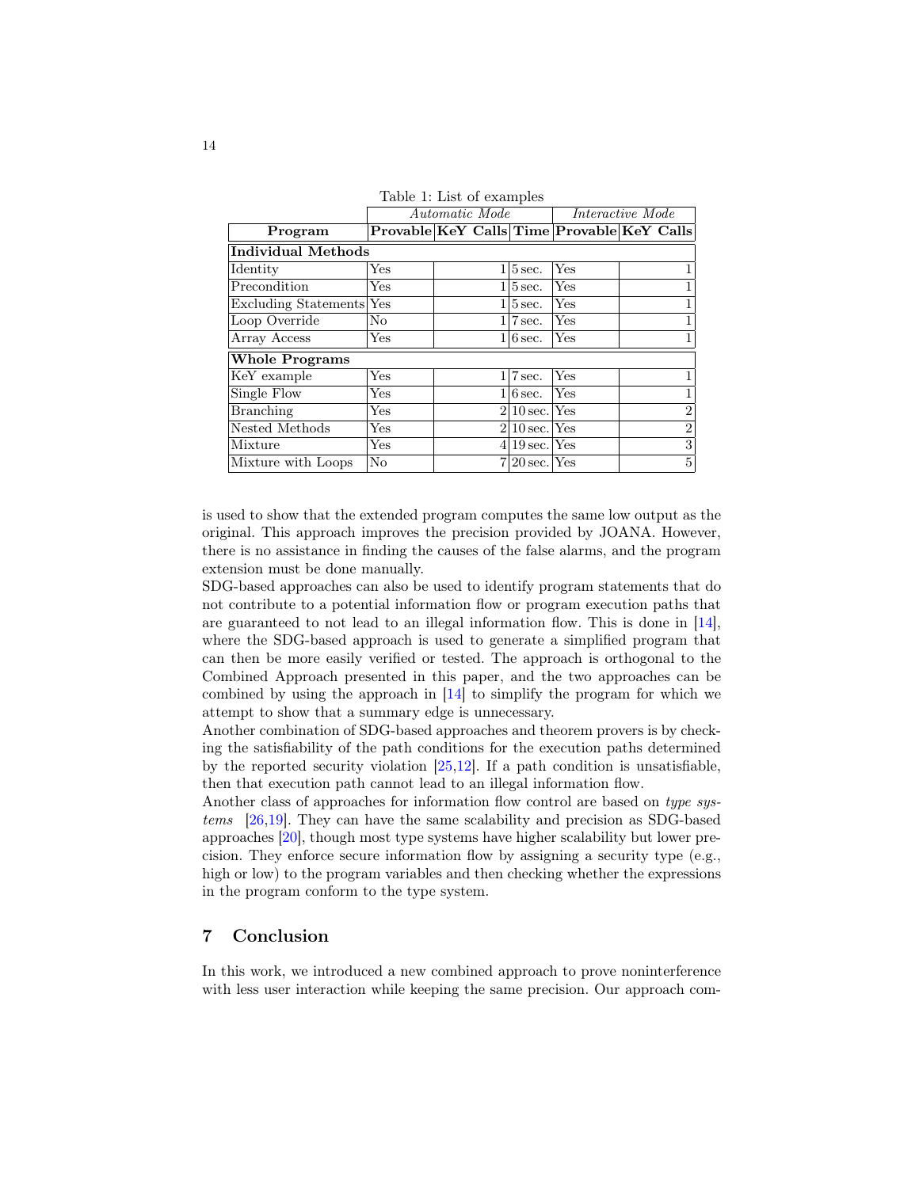Table 1: List of examples

| | *Automatic Mode* | | | *Interactive Mode* | |
|---|---|---|---|---|---|
| **Program** | **Provable** | **KeY Calls** | **Time** | **Provable** | **KeY Calls** |
| **Individual Methods** | | | | | |
| Identity | Yes | 1 | 5 sec. | Yes | 1 |
| Precondition | Yes | 1 | 5 sec. | Yes | 1 |
| Excluding Statements | Yes | 1 | 5 sec. | Yes | 1 |
| Loop Override | No | 1 | 7 sec. | Yes | 1 |
| Array Access | Yes | 1 | 6 sec. | Yes | 1 |
| **Whole Programs** | | | | | |
| KeY example | Yes | 1 | 7 sec. | Yes | 1 |
| Single Flow | Yes | 1 | 6 sec. | Yes | 1 |
| Branching | Yes | 2 | 10 sec. | Yes | 2 |
| Nested Methods | Yes | 2 | 10 sec. | Yes | 2 |
| Mixture | Yes | 4 | 19 sec. | Yes | 3 |
| Mixture with Loops | No | 7 | 20 sec. | Yes | 5 |

is used to show that the extended program computes the same low output as the original. This approach improves the precision provided by JOANA. However, there is no assistance in finding the causes of the false alarms, and the program extension must be done manually.

SDG-based approaches can also be used to identify program statements that do not contribute to a potential information flow or program execution paths that are guaranteed to not lead to an illegal information flow. This is done in [14], where the SDG-based approach is used to generate a simplified program that can then be more easily verified or tested. The approach is orthogonal to the Combined Approach presented in this paper, and the two approaches can be combined by using the approach in [14] to simplify the program for which we attempt to show that a summary edge is unnecessary.

Another combination of SDG-based approaches and theorem provers is by checking the satisfiability of the path conditions for the execution paths determined by the reported security violation [25,12]. If a path condition is unsatisfiable, then that execution path cannot lead to an illegal information flow.

Another class of approaches for information flow control are based on *type systems* [26,19]. They can have the same scalability and precision as SDG-based approaches [20], though most type systems have higher scalability but lower precision. They enforce secure information flow by assigning a security type (e.g., high or low) to the program variables and then checking whether the expressions in the program conform to the type system.

## 7 Conclusion

In this work, we introduced a new combined approach to prove noninterference with less user interaction while keeping the same precision. Our approach com-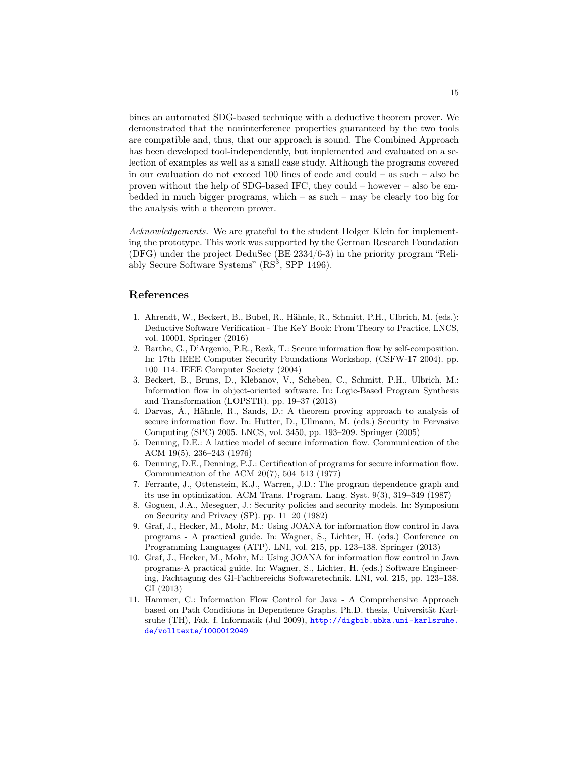bines an automated SDG-based technique with a deductive theorem prover. We demonstrated that the noninterference properties guaranteed by the two tools are compatible and, thus, that our approach is sound. The Combined Approach has been developed tool-independently, but implemented and evaluated on a selection of examples as well as a small case study. Although the programs covered in our evaluation do not exceed 100 lines of code and could – as such – also be proven without the help of SDG-based IFC, they could – however – also be embedded in much bigger programs, which – as such – may be clearly too big for the analysis with a theorem prover.

*Acknowledgements.* We are grateful to the student Holger Klein for implementing the prototype. This work was supported by the German Research Foundation (DFG) under the project DeduSec (BE 2334/6-3) in the priority program "Reliably Secure Software Systems" ($RS^3$, SPP 1496).

## References

1. Ahrendt, W., Beckert, B., Bubel, R., Hähnle, R., Schmitt, P.H., Ulbrich, M. (eds.): Deductive Software Verification - The KeY Book: From Theory to Practice, LNCS, vol. 10001. Springer (2016)
2. Barthe, G., D'Argenio, P.R., Rezk, T.: Secure information flow by self-composition. In: 17th IEEE Computer Security Foundations Workshop, (CSFW-17 2004). pp. 100–114. IEEE Computer Society (2004)
3. Beckert, B., Bruns, D., Klebanov, V., Scheben, C., Schmitt, P.H., Ulbrich, M.: Information flow in object-oriented software. In: Logic-Based Program Synthesis and Transformation (LOPSTR). pp. 19–37 (2013)
4. Darvas, Á., Hähnle, R., Sands, D.: A theorem proving approach to analysis of secure information flow. In: Hutter, D., Ullmann, M. (eds.) Security in Pervasive Computing (SPC) 2005. LNCS, vol. 3450, pp. 193–209. Springer (2005)
5. Denning, D.E.: A lattice model of secure information flow. Communication of the ACM 19(5), 236–243 (1976)
6. Denning, D.E., Denning, P.J.: Certification of programs for secure information flow. Communication of the ACM 20(7), 504–513 (1977)
7. Ferrante, J., Ottenstein, K.J., Warren, J.D.: The program dependence graph and its use in optimization. ACM Trans. Program. Lang. Syst. 9(3), 319–349 (1987)
8. Goguen, J.A., Meseguer, J.: Security policies and security models. In: Symposium on Security and Privacy (SP). pp. 11–20 (1982)
9. Graf, J., Hecker, M., Mohr, M.: Using JOANA for information flow control in Java programs - A practical guide. In: Wagner, S., Lichter, H. (eds.) Conference on Programming Languages (ATP). LNI, vol. 215, pp. 123–138. Springer (2013)
10. Graf, J., Hecker, M., Mohr, M.: Using JOANA for information flow control in Java programs-A practical guide. In: Wagner, S., Lichter, H. (eds.) Software Engineering, Fachtagung des GI-Fachbereichs Softwaretechnik. LNI, vol. 215, pp. 123–138. GI (2013)
11. Hammer, C.: Information Flow Control for Java - A Comprehensive Approach based on Path Conditions in Dependence Graphs. Ph.D. thesis, Universität Karlsruhe (TH), Fak. f. Informatik (Jul 2009), http://digbib.ubka.uni-karlsruhe.de/volltexte/1000012049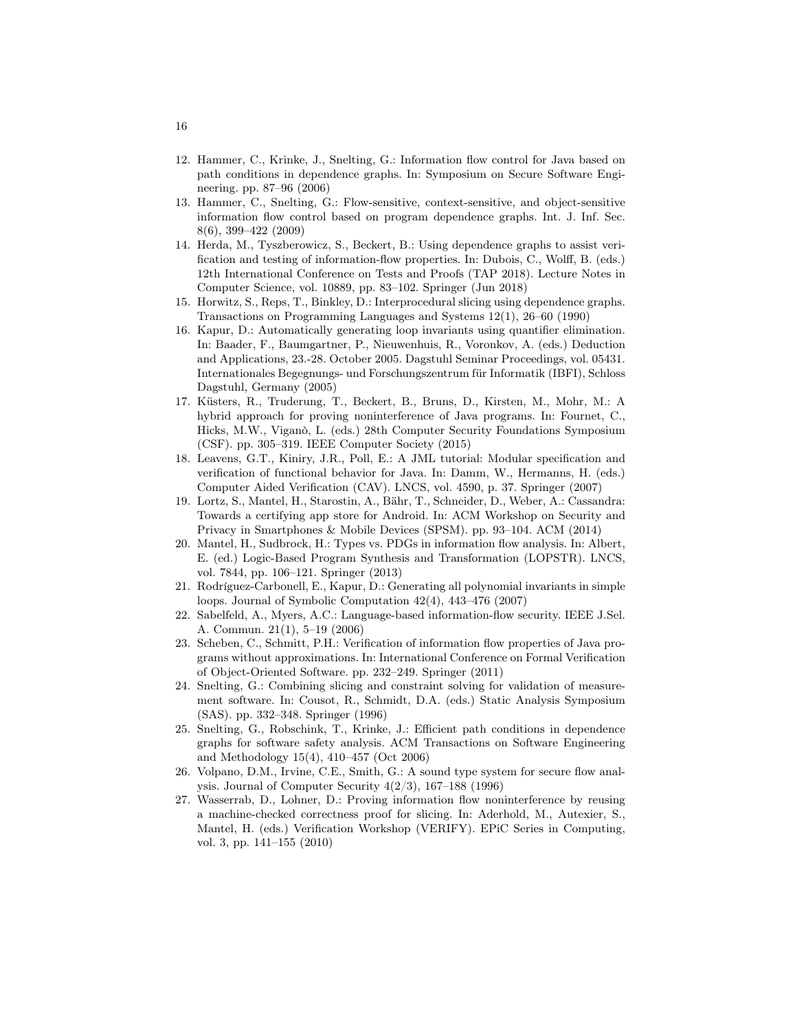12. Hammer, C., Krinke, J., Snelting, G.: Information flow control for Java based on path conditions in dependence graphs. In: Symposium on Secure Software Engineering. pp. 87–96 (2006)
13. Hammer, C., Snelting, G.: Flow-sensitive, context-sensitive, and object-sensitive information flow control based on program dependence graphs. Int. J. Inf. Sec. 8(6), 399–422 (2009)
14. Herda, M., Tyszberowicz, S., Beckert, B.: Using dependence graphs to assist verification and testing of information-flow properties. In: Dubois, C., Wolff, B. (eds.) 12th International Conference on Tests and Proofs (TAP 2018). Lecture Notes in Computer Science, vol. 10889, pp. 83–102. Springer (Jun 2018)
15. Horwitz, S., Reps, T., Binkley, D.: Interprocedural slicing using dependence graphs. Transactions on Programming Languages and Systems 12(1), 26–60 (1990)
16. Kapur, D.: Automatically generating loop invariants using quantifier elimination. In: Baader, F., Baumgartner, P., Nieuwenhuis, R., Voronkov, A. (eds.) Deduction and Applications, 23.-28. October 2005. Dagstuhl Seminar Proceedings, vol. 05431. Internationales Begegnungs- und Forschungszentrum für Informatik (IBFI), Schloss Dagstuhl, Germany (2005)
17. Küsters, R., Truderung, T., Beckert, B., Bruns, D., Kirsten, M., Mohr, M.: A hybrid approach for proving noninterference of Java programs. In: Fournet, C., Hicks, M.W., Viganò, L. (eds.) 28th Computer Security Foundations Symposium (CSF). pp. 305–319. IEEE Computer Society (2015)
18. Leavens, G.T., Kiniry, J.R., Poll, E.: A JML tutorial: Modular specification and verification of functional behavior for Java. In: Damm, W., Hermanns, H. (eds.) Computer Aided Verification (CAV). LNCS, vol. 4590, p. 37. Springer (2007)
19. Lortz, S., Mantel, H., Starostin, A., Bähr, T., Schneider, D., Weber, A.: Cassandra: Towards a certifying app store for Android. In: ACM Workshop on Security and Privacy in Smartphones & Mobile Devices (SPSM). pp. 93–104. ACM (2014)
20. Mantel, H., Sudbrock, H.: Types vs. PDGs in information flow analysis. In: Albert, E. (ed.) Logic-Based Program Synthesis and Transformation (LOPSTR). LNCS, vol. 7844, pp. 106–121. Springer (2013)
21. Rodríguez-Carbonell, E., Kapur, D.: Generating all polynomial invariants in simple loops. Journal of Symbolic Computation 42(4), 443–476 (2007)
22. Sabelfeld, A., Myers, A.C.: Language-based information-flow security. IEEE J.Sel. A. Commun. 21(1), 5–19 (2006)
23. Scheben, C., Schmitt, P.H.: Verification of information flow properties of Java programs without approximations. In: International Conference on Formal Verification of Object-Oriented Software. pp. 232–249. Springer (2011)
24. Snelting, G.: Combining slicing and constraint solving for validation of measurement software. In: Cousot, R., Schmidt, D.A. (eds.) Static Analysis Symposium (SAS). pp. 332–348. Springer (1996)
25. Snelting, G., Robschink, T., Krinke, J.: Efficient path conditions in dependence graphs for software safety analysis. ACM Transactions on Software Engineering and Methodology 15(4), 410–457 (Oct 2006)
26. Volpano, D.M., Irvine, C.E., Smith, G.: A sound type system for secure flow analysis. Journal of Computer Security 4(2/3), 167–188 (1996)
27. Wasserrab, D., Lohner, D.: Proving information flow noninterference by reusing a machine-checked correctness proof for slicing. In: Aderhold, M., Autexier, S., Mantel, H. (eds.) Verification Workshop (VERIFY). EPiC Series in Computing, vol. 3, pp. 141–155 (2010)